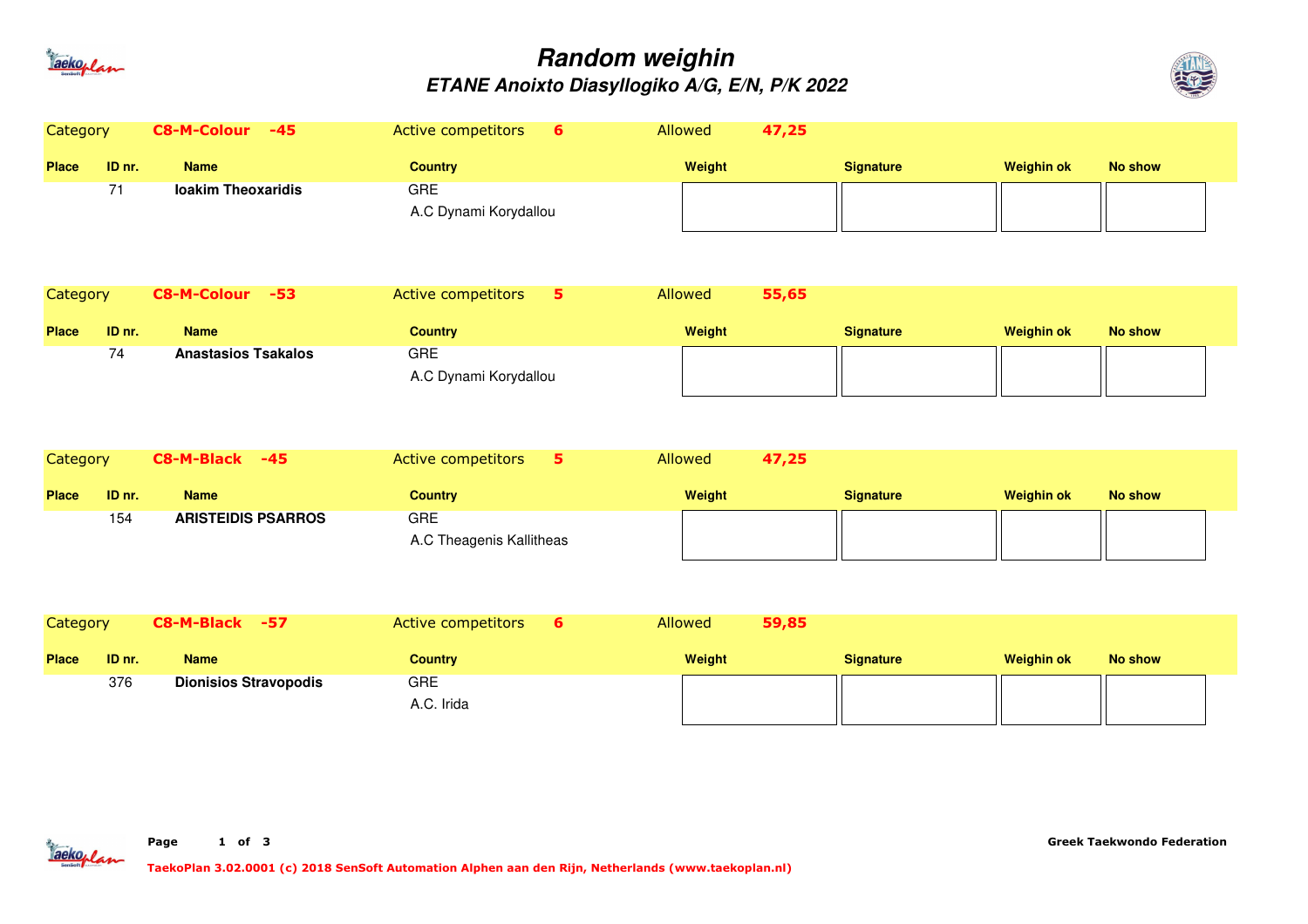# Random weighin

## ETANE Anoixto Diasyllogiko A/G, E/N, P/K 2022

| Category | C8-M-Colour -45 | Active competitors | 6 | Allowed | 47,25 | | |
|---|---|---|---|---|---|---|---|
| **Place** | **ID nr.** | **Name** | **Country** | **Weight** | **Signature** | **Weighin ok** | **No show** |
| | 71 | **Ioakim Theoxaridis** | GRE<br>A.C Dynami Korydallou | | | | |

| Category | C8-M-Colour -53 | Active competitors | 5 | Allowed | 55,65 | | |
|---|---|---|---|---|---|---|---|
| **Place** | **ID nr.** | **Name** | **Country** | **Weight** | **Signature** | **Weighin ok** | **No show** |
| | 74 | **Anastasios Tsakalos** | GRE<br>A.C Dynami Korydallou | | | | |

| Category | C8-M-Black -45 | Active competitors | 5 | Allowed | 47,25 | | |
|---|---|---|---|---|---|---|---|
| **Place** | **ID nr.** | **Name** | **Country** | **Weight** | **Signature** | **Weighin ok** | **No show** |
| | 154 | **ARISTEIDIS PSARROS** | GRE<br>A.C Theagenis Kallitheas | | | | |

| Category | C8-M-Black -57 | Active competitors | 6 | Allowed | 59,85 | | |
|---|---|---|---|---|---|---|---|
| **Place** | **ID nr.** | **Name** | **Country** | **Weight** | **Signature** | **Weighin ok** | **No show** |
| | 376 | **Dionisios Stravopodis** | GRE<br>A.C. Irida | | | | |

Greek Taekwondo Federation

TaekoPlan 3.02.0001 (c) 2018 SenSoft Automation Alphen aan den Rijn, Netherlands (www.taekoplan.nl)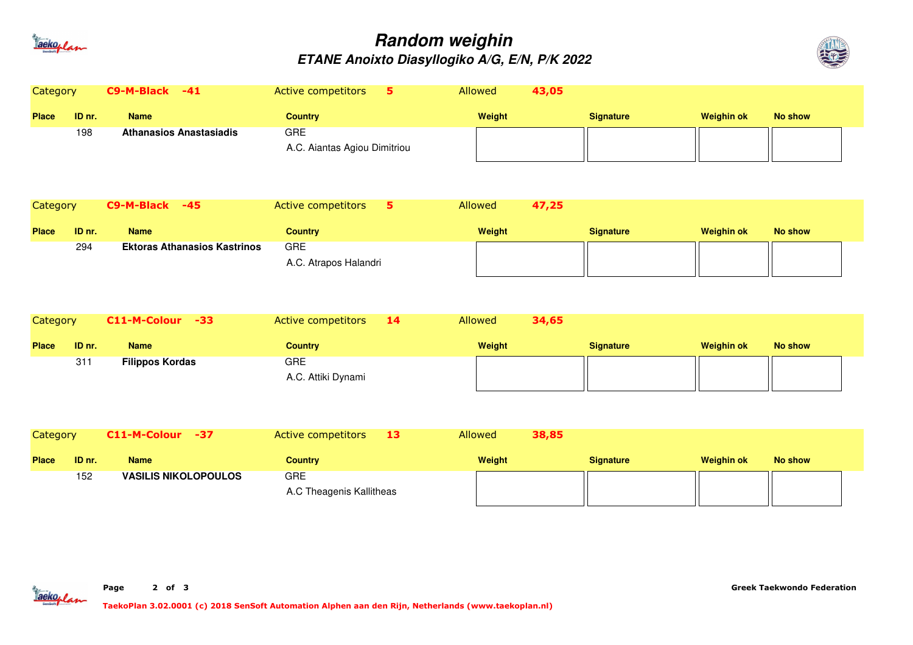# Random weighin

## ETANE Anoixto Diasyllogiko A/G, E/N, P/K 2022

| Category | C9-M-Black -41 | Active competitors 5 | Allowed 43,05 | | | |
|---|---|---|---|---|---|---|
| **Place** | **ID nr.** | **Name** | **Country** | **Weight** | **Signature** | **Weighin ok** | **No show** |
| | 198 | **Athanasios Anastasiadis** | GRE<br>A.C. Aiantas Agiou Dimitriou | | | | |

| Category | C9-M-Black -45 | Active competitors 5 | Allowed 47,25 | | | |
|---|---|---|---|---|---|---|
| **Place** | **ID nr.** | **Name** | **Country** | **Weight** | **Signature** | **Weighin ok** | **No show** |
| | 294 | **Ektoras Athanasios Kastrinos** | GRE<br>A.C. Atrapos Halandri | | | | |

| Category | C11-M-Colour -33 | Active competitors 14 | Allowed 34,65 | | | |
|---|---|---|---|---|---|---|
| **Place** | **ID nr.** | **Name** | **Country** | **Weight** | **Signature** | **Weighin ok** | **No show** |
| | 311 | **Filippos Kordas** | GRE<br>A.C. Attiki Dynami | | | | |

| Category | C11-M-Colour -37 | Active competitors 13 | Allowed 38,85 | | | |
|---|---|---|---|---|---|---|
| **Place** | **ID nr.** | **Name** | **Country** | **Weight** | **Signature** | **Weighin ok** | **No show** |
| | 152 | **VASILIS NIKOLOPOULOS** | GRE<br>A.C Theagenis Kallitheas | | | | |

Greek Taekwondo Federation

TaekoPlan 3.02.0001 (c) 2018 SenSoft Automation Alphen aan den Rijn, Netherlands (www.taekoplan.nl)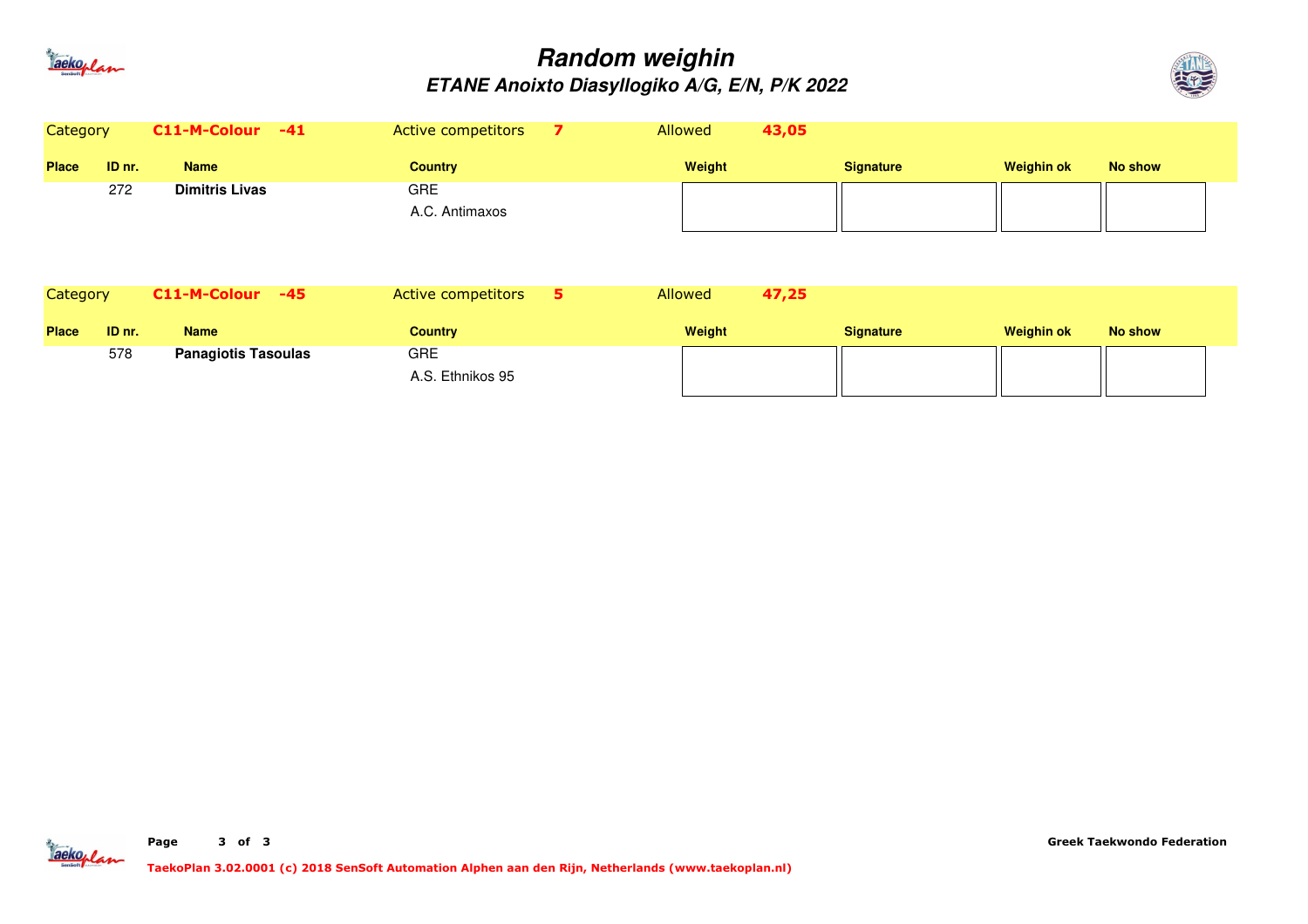# Random weighin

## ETANE Anoixto Diasyllogiko A/G, E/N, P/K 2022

| Category | C11-M-Colour -41 | Active competitors | 7 | Allowed | 43,05 | | |
|---|---|---|---|---|---|---|---|
| **Place** | **ID nr.** | **Name** | **Country** | **Weight** | **Signature** | **Weighin ok** | **No show** |
| | 272 | **Dimitris Livas** | GRE<br>A.C. Antimaxos | | | | |

| Category | C11-M-Colour -45 | Active competitors | 5 | Allowed | 47,25 | | |
|---|---|---|---|---|---|---|---|
| **Place** | **ID nr.** | **Name** | **Country** | **Weight** | **Signature** | **Weighin ok** | **No show** |
| | 578 | **Panagiotis Tasoulas** | GRE<br>A.S. Ethnikos 95 | | | | |

Greek Taekwondo Federation

TaekoPlan 3.02.0001 (c) 2018 SenSoft Automation Alphen aan den Rijn, Netherlands (www.taekoplan.nl)